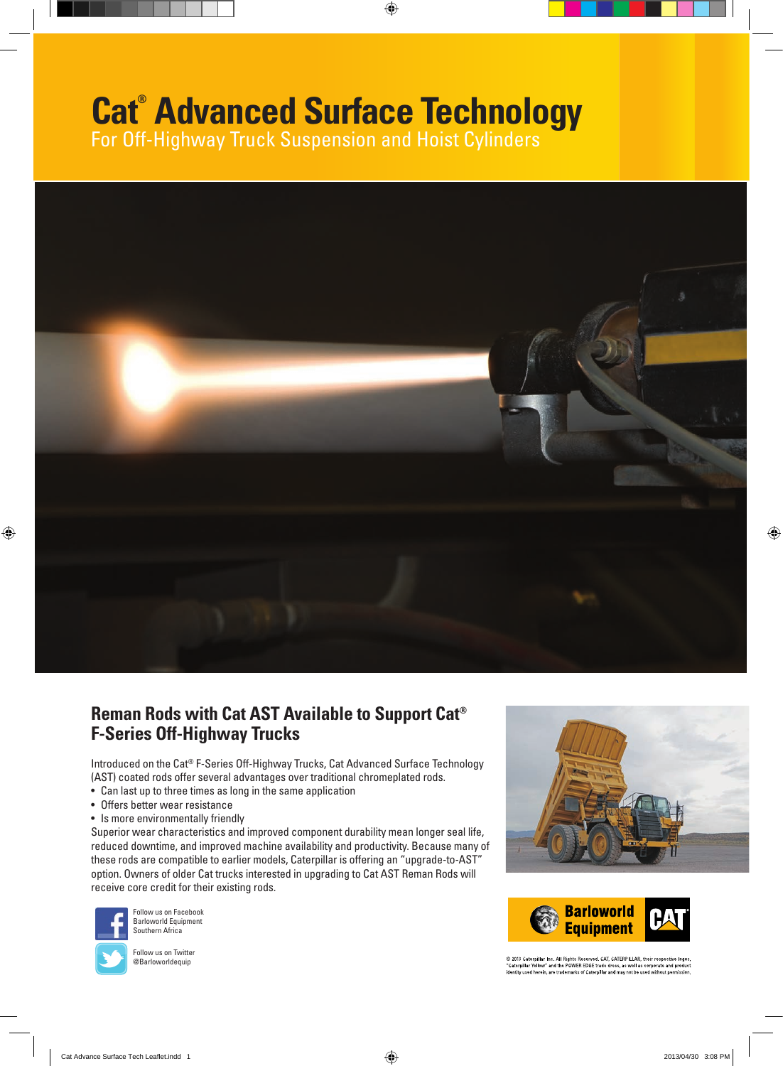# Cat® Advanced Surface Technology

For Off-Highway Truck Suspension and Hoist Cylinders

## Reman Rods with Cat AST Available to Support Cat® F-Series Off-Highway Trucks

Introduced on the Cat® F-Series Off-Highway Trucks, Cat Advanced Surface Technology (AST) coated rods offer several advantages over traditional chromeplated rods.

- Can last up to three times as long in the same application
- Offers better wear resistance
- Is more environmentally friendly

Superior wear characteristics and improved component durability mean longer seal life, reduced downtime, and improved machine availability and productivity. Because many of these rods are compatible to earlier models, Caterpillar is offering an "upgrade-to-AST" option. Owners of older Cat trucks interested in upgrading to Cat AST Reman Rods will receive core credit for their existing rods.

Follow us on Facebook
Barloworld Equipment
Southern Africa

Follow us on Twitter
@Barloworldequip

Barloworld Equipment

CAT

© 2013 Caterpillar Inc. All Rights Reserved. CAT, CATERPILLAR, their respective logos, "Caterpillar Yellow" and the POWER EDGE trade dress, as well as corporate and product identity used herein, are trademarks of Caterpillar and may not be used without permission.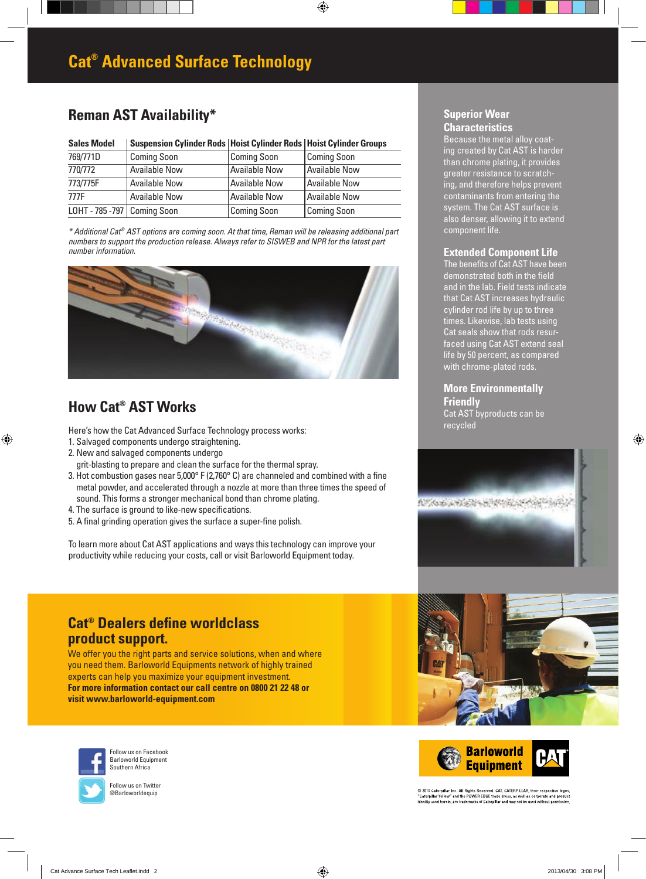# Cat® Advanced Surface Technology

## Reman AST Availability*

| Sales Model | Suspension Cylinder Rods | Hoist Cylinder Rods | Hoist Cylinder Groups |
|---|---|---|---|
| 769/771D | Coming Soon | Coming Soon | Coming Soon |
| 770/772 | Available Now | Available Now | Available Now |
| 773/775F | Available Now | Available Now | Available Now |
| 777F | Available Now | Available Now | Available Now |
| LOHT - 785 -797 | Coming Soon | Coming Soon | Coming Soon |

*\* Additional Cat® AST options are coming soon. At that time, Reman will be releasing additional part numbers to support the production release. Always refer to SISWEB and NPR for the latest part number information.*

## How Cat® AST Works

Here's how the Cat Advanced Surface Technology process works:

1. Salvaged components undergo straightening.
2. New and salvaged components undergo grit-blasting to prepare and clean the surface for the thermal spray.
3. Hot combustion gases near 5,000° F (2,760° C) are channeled and combined with a fine metal powder, and accelerated through a nozzle at more than three times the speed of sound. This forms a stronger mechanical bond than chrome plating.
4. The surface is ground to like-new specifications.
5. A final grinding operation gives the surface a super-fine polish.

To learn more about Cat AST applications and ways this technology can improve your productivity while reducing your costs, call or visit Barloworld Equipment today.

### Superior Wear Characteristics

Because the metal alloy coating created by Cat AST is harder than chrome plating, it provides greater resistance to scratching, and therefore helps prevent contaminants from entering the system. The Cat AST surface is also denser, allowing it to extend component life.

### Extended Component Life

The benefits of Cat AST have been demonstrated both in the field and in the lab. Field tests indicate that Cat AST increases hydraulic cylinder rod life by up to three times. Likewise, lab tests using Cat seals show that rods resurfaced using Cat AST extend seal life by 50 percent, as compared with chrome-plated rods.

### More Environmentally Friendly

Cat AST byproducts can be recycled

## Cat® Dealers define worldclass product support.

We offer you the right parts and service solutions, when and where you need them. Barloworld Equipments network of highly trained experts can help you maximize your equipment investment.

**For more information contact our call centre on 0800 21 22 48 or visit www.barloworld-equipment.com**

Follow us on Facebook
Barloworld Equipment
Southern Africa

Follow us on Twitter
@Barloworldequip

Barloworld Equipment CAT

© 2013 Caterpillar Inc. All Rights Reserved. CAT, CATERPILLAR, their respective logos, "Caterpillar Yellow" and the POWER EDGE trade dress, as well as corporate and product identity used herein, are trademarks of Caterpillar and may not be used without permission.